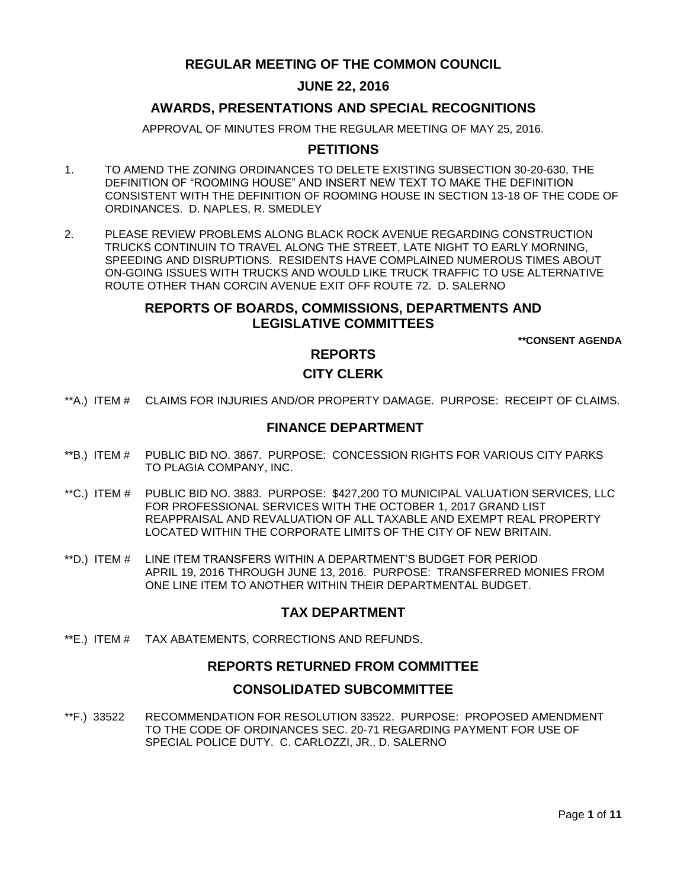# REGULAR MEETING OF THE COMMON COUNCIL

## JUNE 22, 2016

## AWARDS, PRESENTATIONS AND SPECIAL RECOGNITIONS

APPROVAL OF MINUTES FROM THE REGULAR MEETING OF MAY 25, 2016.

## PETITIONS

1. TO AMEND THE ZONING ORDINANCES TO DELETE EXISTING SUBSECTION 30-20-630, THE DEFINITION OF "ROOMING HOUSE" AND INSERT NEW TEXT TO MAKE THE DEFINITION CONSISTENT WITH THE DEFINITION OF ROOMING HOUSE IN SECTION 13-18 OF THE CODE OF ORDINANCES. D. NAPLES, R. SMEDLEY

2. PLEASE REVIEW PROBLEMS ALONG BLACK ROCK AVENUE REGARDING CONSTRUCTION TRUCKS CONTINUIN TO TRAVEL ALONG THE STREET, LATE NIGHT TO EARLY MORNING, SPEEDING AND DISRUPTIONS. RESIDENTS HAVE COMPLAINED NUMEROUS TIMES ABOUT ON-GOING ISSUES WITH TRUCKS AND WOULD LIKE TRUCK TRAFFIC TO USE ALTERNATIVE ROUTE OTHER THAN CORCIN AVENUE EXIT OFF ROUTE 72. D. SALERNO

## REPORTS OF BOARDS, COMMISSIONS, DEPARTMENTS AND LEGISLATIVE COMMITTEES

**\*\*CONSENT AGENDA**

## REPORTS

## CITY CLERK

\*\*A.) ITEM # CLAIMS FOR INJURIES AND/OR PROPERTY DAMAGE. PURPOSE: RECEIPT OF CLAIMS.

## FINANCE DEPARTMENT

\*\*B.) ITEM # PUBLIC BID NO. 3867. PURPOSE: CONCESSION RIGHTS FOR VARIOUS CITY PARKS TO PLAGIA COMPANY, INC.

\*\*C.) ITEM # PUBLIC BID NO. 3883. PURPOSE: $427,200 TO MUNICIPAL VALUATION SERVICES, LLC FOR PROFESSIONAL SERVICES WITH THE OCTOBER 1, 2017 GRAND LIST REAPPRAISAL AND REVALUATION OF ALL TAXABLE AND EXEMPT REAL PROPERTY LOCATED WITHIN THE CORPORATE LIMITS OF THE CITY OF NEW BRITAIN.

\*\*D.) ITEM # LINE ITEM TRANSFERS WITHIN A DEPARTMENT'S BUDGET FOR PERIOD APRIL 19, 2016 THROUGH JUNE 13, 2016. PURPOSE: TRANSFERRED MONIES FROM ONE LINE ITEM TO ANOTHER WITHIN THEIR DEPARTMENTAL BUDGET.

## TAX DEPARTMENT

\*\*E.) ITEM # TAX ABATEMENTS, CORRECTIONS AND REFUNDS.

## REPORTS RETURNED FROM COMMITTEE

## CONSOLIDATED SUBCOMMITTEE

\*\*F.) 33522 RECOMMENDATION FOR RESOLUTION 33522. PURPOSE: PROPOSED AMENDMENT TO THE CODE OF ORDINANCES SEC. 20-71 REGARDING PAYMENT FOR USE OF SPECIAL POLICE DUTY. C. CARLOZZI, JR., D. SALERNO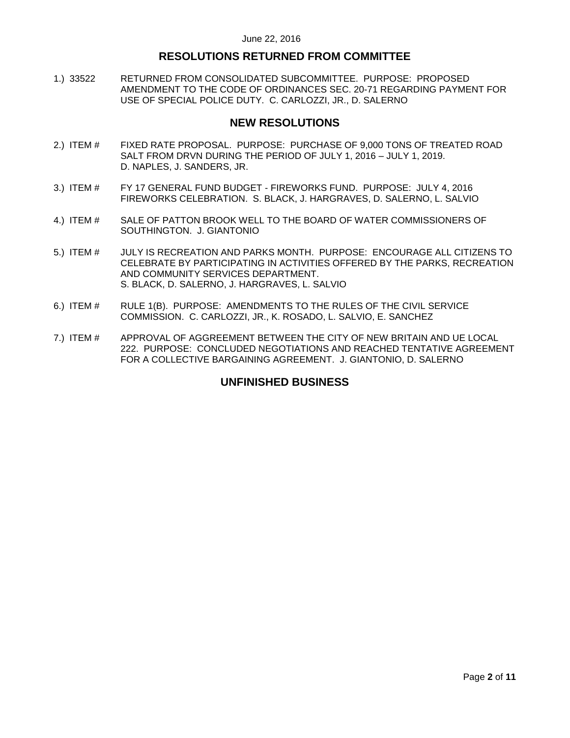June 22, 2016

## RESOLUTIONS RETURNED FROM COMMITTEE

1.) 33522 RETURNED FROM CONSOLIDATED SUBCOMMITTEE. PURPOSE: PROPOSED AMENDMENT TO THE CODE OF ORDINANCES SEC. 20-71 REGARDING PAYMENT FOR USE OF SPECIAL POLICE DUTY. C. CARLOZZI, JR., D. SALERNO

## NEW RESOLUTIONS

2.) ITEM # FIXED RATE PROPOSAL. PURPOSE: PURCHASE OF 9,000 TONS OF TREATED ROAD SALT FROM DRVN DURING THE PERIOD OF JULY 1, 2016 – JULY 1, 2019. D. NAPLES, J. SANDERS, JR.

3.) ITEM # FY 17 GENERAL FUND BUDGET - FIREWORKS FUND. PURPOSE: JULY 4, 2016 FIREWORKS CELEBRATION. S. BLACK, J. HARGRAVES, D. SALERNO, L. SALVIO

4.) ITEM # SALE OF PATTON BROOK WELL TO THE BOARD OF WATER COMMISSIONERS OF SOUTHINGTON. J. GIANTONIO

5.) ITEM # JULY IS RECREATION AND PARKS MONTH. PURPOSE: ENCOURAGE ALL CITIZENS TO CELEBRATE BY PARTICIPATING IN ACTIVITIES OFFERED BY THE PARKS, RECREATION AND COMMUNITY SERVICES DEPARTMENT. S. BLACK, D. SALERNO, J. HARGRAVES, L. SALVIO

6.) ITEM # RULE 1(B). PURPOSE: AMENDMENTS TO THE RULES OF THE CIVIL SERVICE COMMISSION. C. CARLOZZI, JR., K. ROSADO, L. SALVIO, E. SANCHEZ

7.) ITEM # APPROVAL OF AGGREEMENT BETWEEN THE CITY OF NEW BRITAIN AND UE LOCAL 222. PURPOSE: CONCLUDED NEGOTIATIONS AND REACHED TENTATIVE AGREEMENT FOR A COLLECTIVE BARGAINING AGREEMENT. J. GIANTONIO, D. SALERNO

## UNFINISHED BUSINESS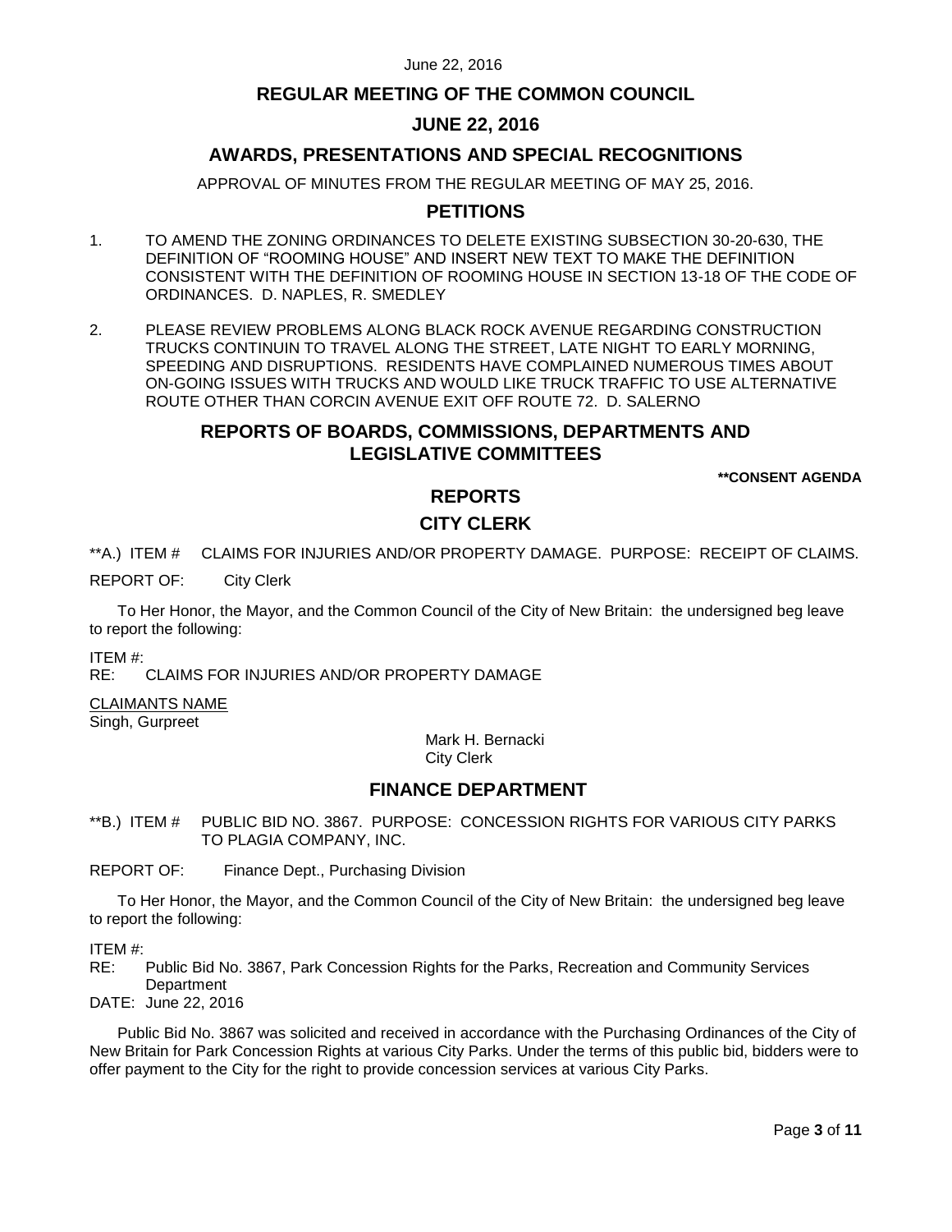# REGULAR MEETING OF THE COMMON COUNCIL

## JUNE 22, 2016

## AWARDS, PRESENTATIONS AND SPECIAL RECOGNITIONS

APPROVAL OF MINUTES FROM THE REGULAR MEETING OF MAY 25, 2016.

## PETITIONS

1. TO AMEND THE ZONING ORDINANCES TO DELETE EXISTING SUBSECTION 30-20-630, THE DEFINITION OF "ROOMING HOUSE" AND INSERT NEW TEXT TO MAKE THE DEFINITION CONSISTENT WITH THE DEFINITION OF ROOMING HOUSE IN SECTION 13-18 OF THE CODE OF ORDINANCES. D. NAPLES, R. SMEDLEY

2. PLEASE REVIEW PROBLEMS ALONG BLACK ROCK AVENUE REGARDING CONSTRUCTION TRUCKS CONTINUIN TO TRAVEL ALONG THE STREET, LATE NIGHT TO EARLY MORNING, SPEEDING AND DISRUPTIONS. RESIDENTS HAVE COMPLAINED NUMEROUS TIMES ABOUT ON-GOING ISSUES WITH TRUCKS AND WOULD LIKE TRUCK TRAFFIC TO USE ALTERNATIVE ROUTE OTHER THAN CORCIN AVENUE EXIT OFF ROUTE 72. D. SALERNO

## REPORTS OF BOARDS, COMMISSIONS, DEPARTMENTS AND LEGISLATIVE COMMITTEES

**\*\*CONSENT AGENDA**

## REPORTS

### CITY CLERK

**A.) ITEM # CLAIMS FOR INJURIES AND/OR PROPERTY DAMAGE. PURPOSE: RECEIPT OF CLAIMS.

REPORT OF: City Clerk

To Her Honor, the Mayor, and the Common Council of the City of New Britain: the undersigned beg leave to report the following:

ITEM #:
RE: CLAIMS FOR INJURIES AND/OR PROPERTY DAMAGE

CLAIMANTS NAME
Singh, Gurpreet

Mark H. Bernacki
City Clerk

### FINANCE DEPARTMENT

**B.) ITEM # PUBLIC BID NO. 3867. PURPOSE: CONCESSION RIGHTS FOR VARIOUS CITY PARKS TO PLAGIA COMPANY, INC.

REPORT OF: Finance Dept., Purchasing Division

To Her Honor, the Mayor, and the Common Council of the City of New Britain: the undersigned beg leave to report the following:

ITEM #:
RE: Public Bid No. 3867, Park Concession Rights for the Parks, Recreation and Community Services Department
DATE: June 22, 2016

Public Bid No. 3867 was solicited and received in accordance with the Purchasing Ordinances of the City of New Britain for Park Concession Rights at various City Parks. Under the terms of this public bid, bidders were to offer payment to the City for the right to provide concession services at various City Parks.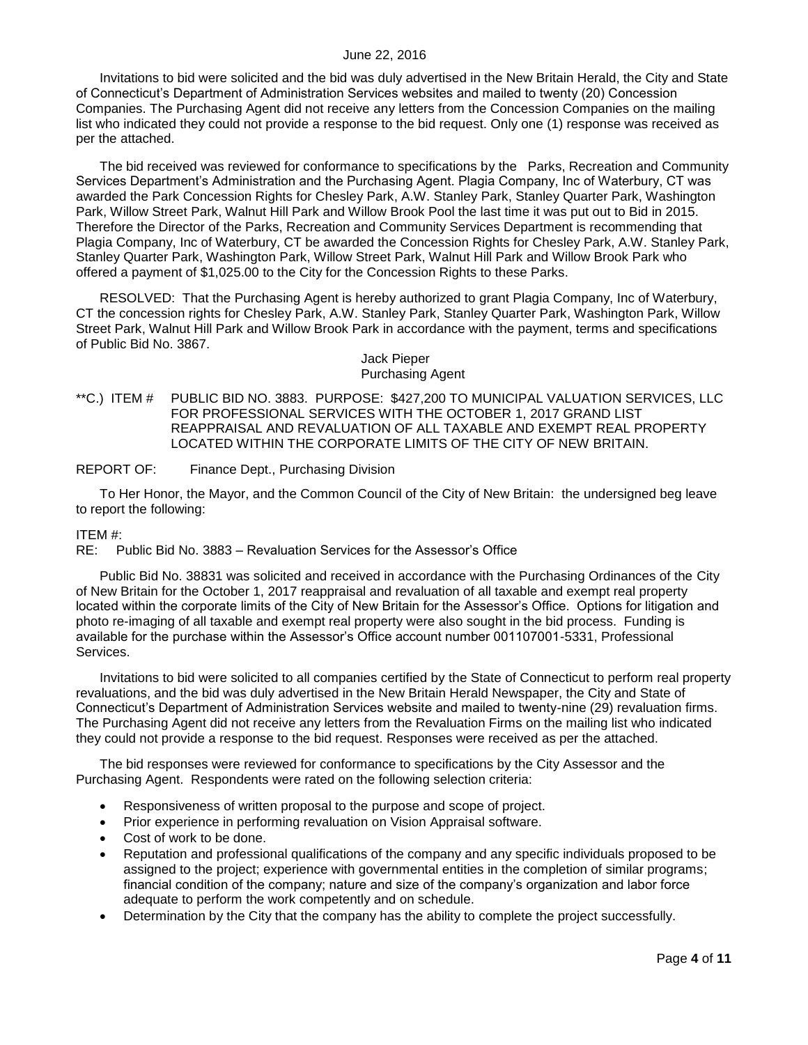Invitations to bid were solicited and the bid was duly advertised in the New Britain Herald, the City and State of Connecticut's Department of Administration Services websites and mailed to twenty (20) Concession Companies. The Purchasing Agent did not receive any letters from the Concession Companies on the mailing list who indicated they could not provide a response to the bid request. Only one (1) response was received as per the attached.

The bid received was reviewed for conformance to specifications by the Parks, Recreation and Community Services Department's Administration and the Purchasing Agent. Plagia Company, Inc of Waterbury, CT was awarded the Park Concession Rights for Chesley Park, A.W. Stanley Park, Stanley Quarter Park, Washington Park, Willow Street Park, Walnut Hill Park and Willow Brook Pool the last time it was put out to Bid in 2015. Therefore the Director of the Parks, Recreation and Community Services Department is recommending that Plagia Company, Inc of Waterbury, CT be awarded the Concession Rights for Chesley Park, A.W. Stanley Park, Stanley Quarter Park, Washington Park, Willow Street Park, Walnut Hill Park and Willow Brook Park who offered a payment of $1,025.00 to the City for the Concession Rights to these Parks.

RESOLVED: That the Purchasing Agent is hereby authorized to grant Plagia Company, Inc of Waterbury, CT the concession rights for Chesley Park, A.W. Stanley Park, Stanley Quarter Park, Washington Park, Willow Street Park, Walnut Hill Park and Willow Brook Park in accordance with the payment, terms and specifications of Public Bid No. 3867.

Jack Pieper
Purchasing Agent

**C.) ITEM # PUBLIC BID NO. 3883. PURPOSE: $427,200 TO MUNICIPAL VALUATION SERVICES, LLC FOR PROFESSIONAL SERVICES WITH THE OCTOBER 1, 2017 GRAND LIST REAPPRAISAL AND REVALUATION OF ALL TAXABLE AND EXEMPT REAL PROPERTY LOCATED WITHIN THE CORPORATE LIMITS OF THE CITY OF NEW BRITAIN.

REPORT OF: Finance Dept., Purchasing Division

To Her Honor, the Mayor, and the Common Council of the City of New Britain: the undersigned beg leave to report the following:

ITEM #:
RE: Public Bid No. 3883 – Revaluation Services for the Assessor's Office

Public Bid No. 38831 was solicited and received in accordance with the Purchasing Ordinances of the City of New Britain for the October 1, 2017 reappraisal and revaluation of all taxable and exempt real property located within the corporate limits of the City of New Britain for the Assessor's Office. Options for litigation and photo re-imaging of all taxable and exempt real property were also sought in the bid process. Funding is available for the purchase within the Assessor's Office account number 001107001-5331, Professional Services.

Invitations to bid were solicited to all companies certified by the State of Connecticut to perform real property revaluations, and the bid was duly advertised in the New Britain Herald Newspaper, the City and State of Connecticut's Department of Administration Services website and mailed to twenty-nine (29) revaluation firms. The Purchasing Agent did not receive any letters from the Revaluation Firms on the mailing list who indicated they could not provide a response to the bid request. Responses were received as per the attached.

The bid responses were reviewed for conformance to specifications by the City Assessor and the Purchasing Agent. Respondents were rated on the following selection criteria:

- Responsiveness of written proposal to the purpose and scope of project.
- Prior experience in performing revaluation on Vision Appraisal software.
- Cost of work to be done.
- Reputation and professional qualifications of the company and any specific individuals proposed to be assigned to the project; experience with governmental entities in the completion of similar programs; financial condition of the company; nature and size of the company's organization and labor force adequate to perform the work competently and on schedule.
- Determination by the City that the company has the ability to complete the project successfully.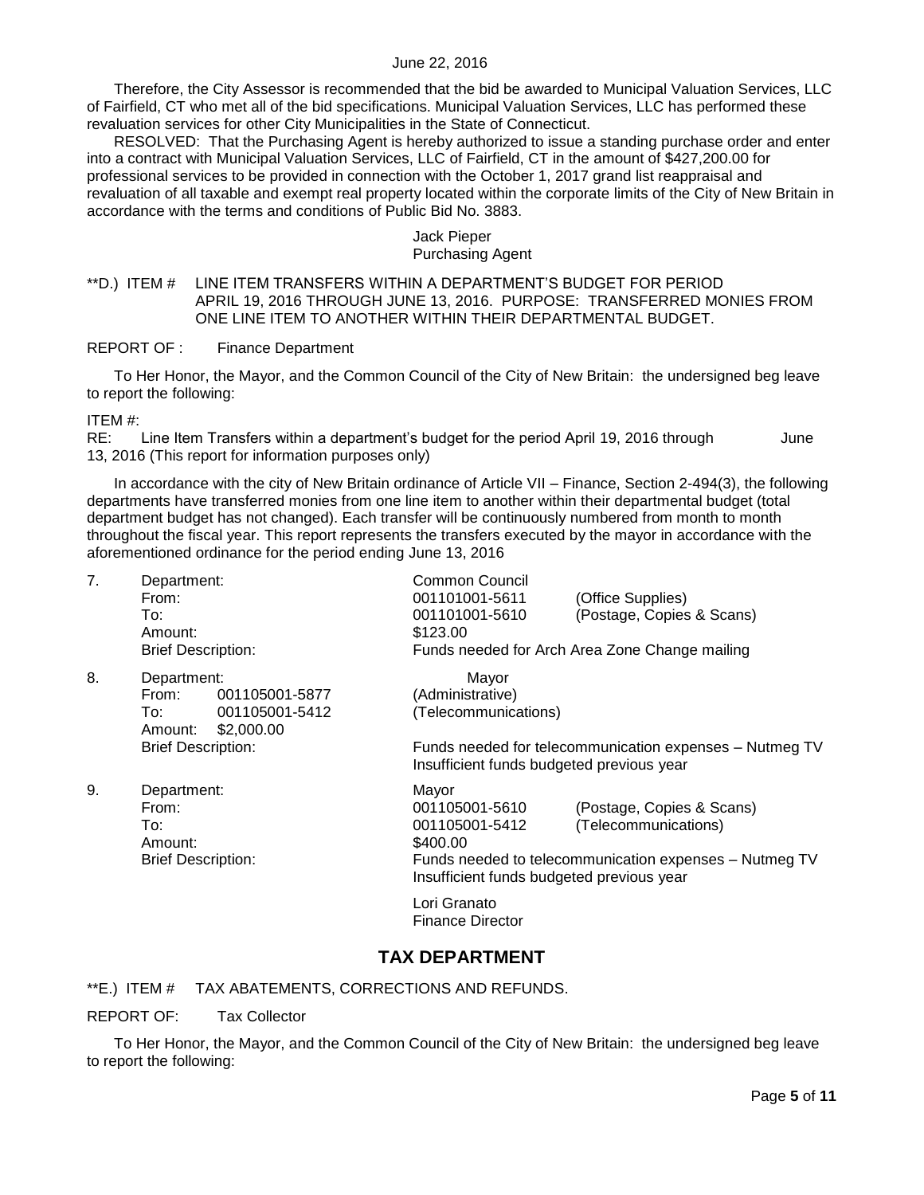Therefore, the City Assessor is recommended that the bid be awarded to Municipal Valuation Services, LLC of Fairfield, CT who met all of the bid specifications. Municipal Valuation Services, LLC has performed these revaluation services for other City Municipalities in the State of Connecticut.

RESOLVED: That the Purchasing Agent is hereby authorized to issue a standing purchase order and enter into a contract with Municipal Valuation Services, LLC of Fairfield, CT in the amount of $427,200.00 for professional services to be provided in connection with the October 1, 2017 grand list reappraisal and revaluation of all taxable and exempt real property located within the corporate limits of the City of New Britain in accordance with the terms and conditions of Public Bid No. 3883.

Jack Pieper
Purchasing Agent

**D.) ITEM # LINE ITEM TRANSFERS WITHIN A DEPARTMENT'S BUDGET FOR PERIOD APRIL 19, 2016 THROUGH JUNE 13, 2016. PURPOSE: TRANSFERRED MONIES FROM ONE LINE ITEM TO ANOTHER WITHIN THEIR DEPARTMENTAL BUDGET.

REPORT OF : Finance Department

To Her Honor, the Mayor, and the Common Council of the City of New Britain: the undersigned beg leave to report the following:

ITEM #:
RE: Line Item Transfers within a department's budget for the period April 19, 2016 through June 13, 2016 (This report for information purposes only)

In accordance with the city of New Britain ordinance of Article VII – Finance, Section 2-494(3), the following departments have transferred monies from one line item to another within their departmental budget (total department budget has not changed). Each transfer will be continuously numbered from month to month throughout the fiscal year. This report represents the transfers executed by the mayor in accordance with the aforementioned ordinance for the period ending June 13, 2016

7. Department: Common Council
   From: 001101001-5611 (Office Supplies)
   To: 001101001-5610 (Postage, Copies & Scans)
   Amount: $123.00
   Brief Description: Funds needed for Arch Area Zone Change mailing

8. Department: Mayor
   From: 001105001-5877 (Administrative)
   To: 001105001-5412 (Telecommunications)
   Amount: $2,000.00
   Brief Description: Funds needed for telecommunication expenses – Nutmeg TV Insufficient funds budgeted previous year

9. Department: Mayor
   From: 001105001-5610 (Postage, Copies & Scans)
   To: 001105001-5412 (Telecommunications)
   Amount: $400.00
   Brief Description: Funds needed to telecommunication expenses – Nutmeg TV Insufficient funds budgeted previous year

Lori Granato
Finance Director

## TAX DEPARTMENT

**E.) ITEM # TAX ABATEMENTS, CORRECTIONS AND REFUNDS.

REPORT OF: Tax Collector

To Her Honor, the Mayor, and the Common Council of the City of New Britain: the undersigned beg leave to report the following: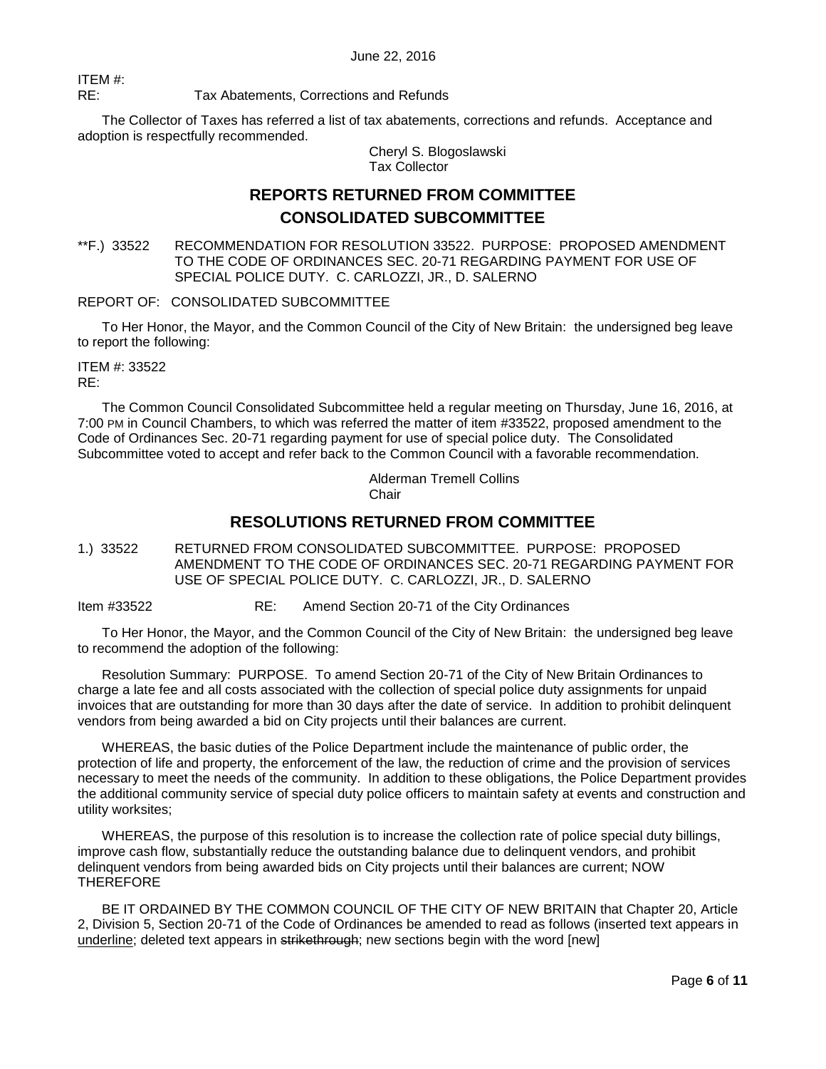June 22, 2016

ITEM #:
RE: Tax Abatements, Corrections and Refunds

The Collector of Taxes has referred a list of tax abatements, corrections and refunds. Acceptance and adoption is respectfully recommended.

Cheryl S. Blogoslawski
Tax Collector

## REPORTS RETURNED FROM COMMITTEE

## CONSOLIDATED SUBCOMMITTEE

**F.) 33522 RECOMMENDATION FOR RESOLUTION 33522. PURPOSE: PROPOSED AMENDMENT TO THE CODE OF ORDINANCES SEC. 20-71 REGARDING PAYMENT FOR USE OF SPECIAL POLICE DUTY. C. CARLOZZI, JR., D. SALERNO

REPORT OF: CONSOLIDATED SUBCOMMITTEE

To Her Honor, the Mayor, and the Common Council of the City of New Britain: the undersigned beg leave to report the following:

ITEM #: 33522
RE:

The Common Council Consolidated Subcommittee held a regular meeting on Thursday, June 16, 2016, at 7:00 PM in Council Chambers, to which was referred the matter of item #33522, proposed amendment to the Code of Ordinances Sec. 20-71 regarding payment for use of special police duty. The Consolidated Subcommittee voted to accept and refer back to the Common Council with a favorable recommendation.

Alderman Tremell Collins
Chair

## RESOLUTIONS RETURNED FROM COMMITTEE

1.) 33522 RETURNED FROM CONSOLIDATED SUBCOMMITTEE. PURPOSE: PROPOSED AMENDMENT TO THE CODE OF ORDINANCES SEC. 20-71 REGARDING PAYMENT FOR USE OF SPECIAL POLICE DUTY. C. CARLOZZI, JR., D. SALERNO

Item #33522 RE: Amend Section 20-71 of the City Ordinances

To Her Honor, the Mayor, and the Common Council of the City of New Britain: the undersigned beg leave to recommend the adoption of the following:

Resolution Summary: PURPOSE. To amend Section 20-71 of the City of New Britain Ordinances to charge a late fee and all costs associated with the collection of special police duty assignments for unpaid invoices that are outstanding for more than 30 days after the date of service. In addition to prohibit delinquent vendors from being awarded a bid on City projects until their balances are current.

WHEREAS, the basic duties of the Police Department include the maintenance of public order, the protection of life and property, the enforcement of the law, the reduction of crime and the provision of services necessary to meet the needs of the community. In addition to these obligations, the Police Department provides the additional community service of special duty police officers to maintain safety at events and construction and utility worksites;

WHEREAS, the purpose of this resolution is to increase the collection rate of police special duty billings, improve cash flow, substantially reduce the outstanding balance due to delinquent vendors, and prohibit delinquent vendors from being awarded bids on City projects until their balances are current; NOW THEREFORE

BE IT ORDAINED BY THE COMMON COUNCIL OF THE CITY OF NEW BRITAIN that Chapter 20, Article 2, Division 5, Section 20-71 of the Code of Ordinances be amended to read as follows (inserted text appears in <u>underline</u>; deleted text appears in ~~strikethrough~~; new sections begin with the word [new]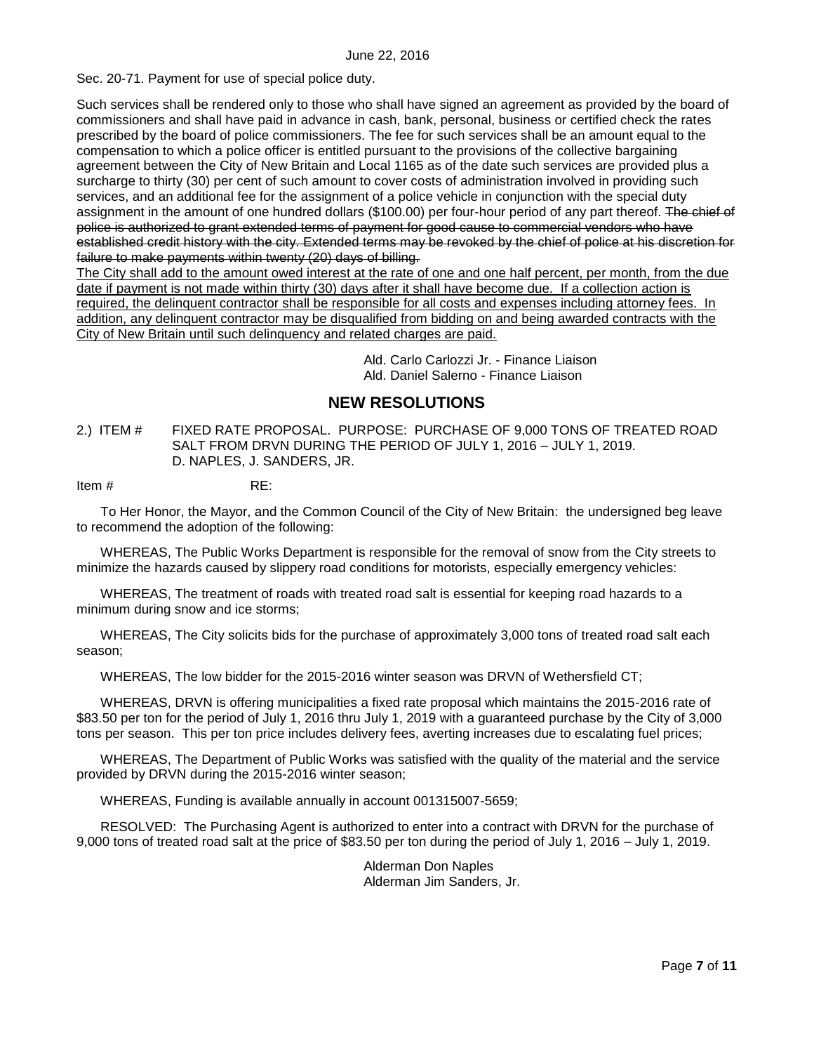June 22, 2016

Sec. 20-71. Payment for use of special police duty.

Such services shall be rendered only to those who shall have signed an agreement as provided by the board of commissioners and shall have paid in advance in cash, bank, personal, business or certified check the rates prescribed by the board of police commissioners. The fee for such services shall be an amount equal to the compensation to which a police officer is entitled pursuant to the provisions of the collective bargaining agreement between the City of New Britain and Local 1165 as of the date such services are provided plus a surcharge to thirty (30) per cent of such amount to cover costs of administration involved in providing such services, and an additional fee for the assignment of a police vehicle in conjunction with the special duty assignment in the amount of one hundred dollars ($100.00) per four-hour period of any part thereof. ~~The chief of police is authorized to grant extended terms of payment for good cause to commercial vendors who have established credit history with the city. Extended terms may be revoked by the chief of police at his discretion for failure to make payments within twenty (20) days of billing.~~
<u>The City shall add to the amount owed interest at the rate of one and one half percent, per month, from the due date if payment is not made within thirty (30) days after it shall have become due. If a collection action is required, the delinquent contractor shall be responsible for all costs and expenses including attorney fees. In addition, any delinquent contractor may be disqualified from bidding on and being awarded contracts with the City of New Britain until such delinquency and related charges are paid.</u>

Ald. Carlo Carlozzi Jr. - Finance Liaison
Ald. Daniel Salerno - Finance Liaison

## NEW RESOLUTIONS

2.) ITEM # FIXED RATE PROPOSAL. PURPOSE: PURCHASE OF 9,000 TONS OF TREATED ROAD SALT FROM DRVN DURING THE PERIOD OF JULY 1, 2016 – JULY 1, 2019. D. NAPLES, J. SANDERS, JR.

Item # RE:

To Her Honor, the Mayor, and the Common Council of the City of New Britain: the undersigned beg leave to recommend the adoption of the following:

WHEREAS, The Public Works Department is responsible for the removal of snow from the City streets to minimize the hazards caused by slippery road conditions for motorists, especially emergency vehicles:

WHEREAS, The treatment of roads with treated road salt is essential for keeping road hazards to a minimum during snow and ice storms;

WHEREAS, The City solicits bids for the purchase of approximately 3,000 tons of treated road salt each season;

WHEREAS, The low bidder for the 2015-2016 winter season was DRVN of Wethersfield CT;

WHEREAS, DRVN is offering municipalities a fixed rate proposal which maintains the 2015-2016 rate of $83.50 per ton for the period of July 1, 2016 thru July 1, 2019 with a guaranteed purchase by the City of 3,000 tons per season. This per ton price includes delivery fees, averting increases due to escalating fuel prices;

WHEREAS, The Department of Public Works was satisfied with the quality of the material and the service provided by DRVN during the 2015-2016 winter season;

WHEREAS, Funding is available annually in account 001315007-5659;

RESOLVED: The Purchasing Agent is authorized to enter into a contract with DRVN for the purchase of 9,000 tons of treated road salt at the price of $83.50 per ton during the period of July 1, 2016 – July 1, 2019.

Alderman Don Naples
Alderman Jim Sanders, Jr.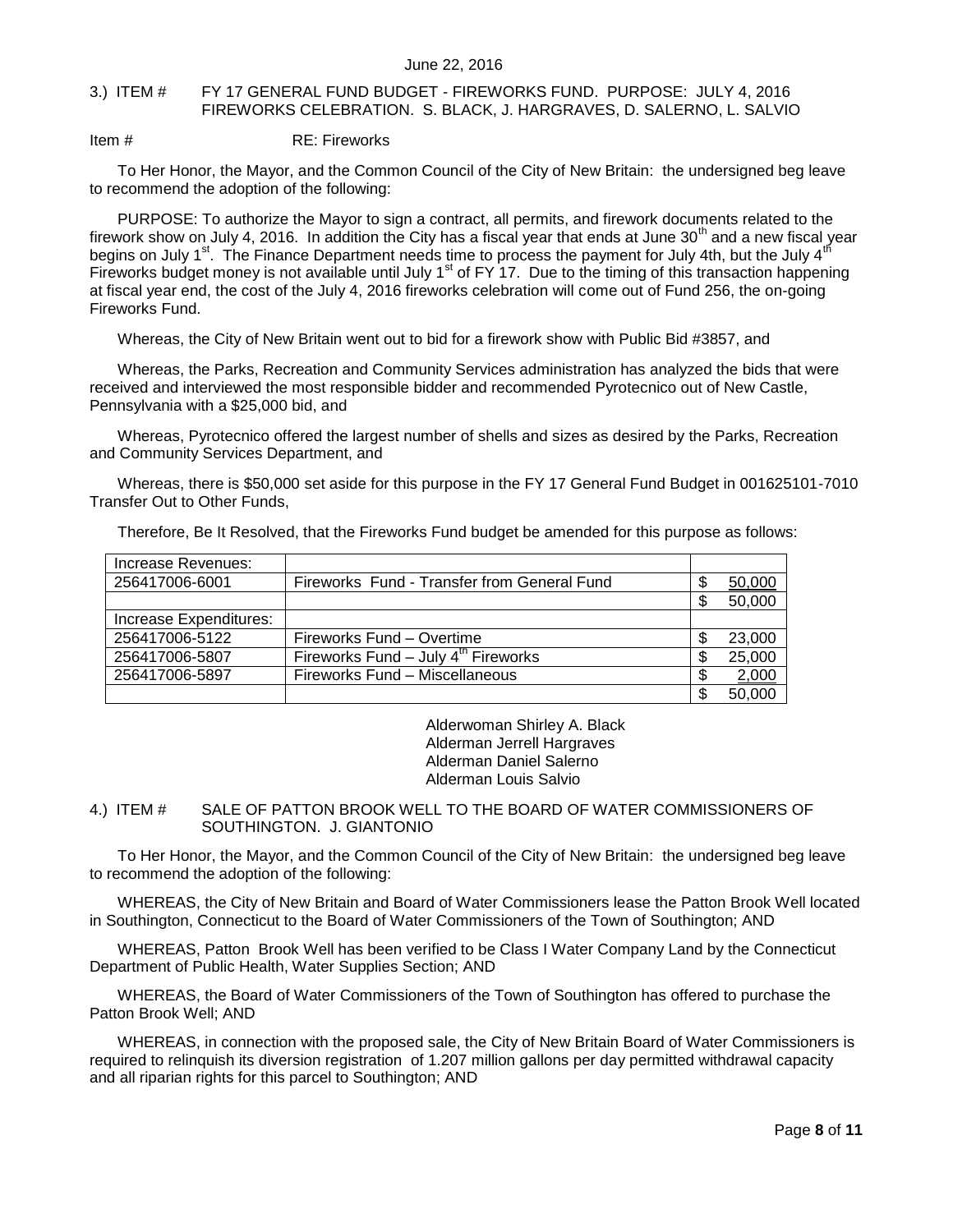June 22, 2016

3.) ITEM # FY 17 GENERAL FUND BUDGET - FIREWORKS FUND. PURPOSE: JULY 4, 2016 FIREWORKS CELEBRATION. S. BLACK, J. HARGRAVES, D. SALERNO, L. SALVIO

Item # RE: Fireworks

To Her Honor, the Mayor, and the Common Council of the City of New Britain: the undersigned beg leave to recommend the adoption of the following:

PURPOSE: To authorize the Mayor to sign a contract, all permits, and firework documents related to the firework show on July 4, 2016. In addition the City has a fiscal year that ends at June 30th and a new fiscal year begins on July 1st. The Finance Department needs time to process the payment for July 4th, but the July 4th Fireworks budget money is not available until July 1st of FY 17. Due to the timing of this transaction happening at fiscal year end, the cost of the July 4, 2016 fireworks celebration will come out of Fund 256, the on-going Fireworks Fund.

Whereas, the City of New Britain went out to bid for a firework show with Public Bid #3857, and

Whereas, the Parks, Recreation and Community Services administration has analyzed the bids that were received and interviewed the most responsible bidder and recommended Pyrotecnico out of New Castle, Pennsylvania with a $25,000 bid, and

Whereas, Pyrotecnico offered the largest number of shells and sizes as desired by the Parks, Recreation and Community Services Department, and

Whereas, there is $50,000 set aside for this purpose in the FY 17 General Fund Budget in 001625101-7010 Transfer Out to Other Funds,

Therefore, Be It Resolved, that the Fireworks Fund budget be amended for this purpose as follows:

| Increase Revenues: | | |
|---|---|---|
| 256417006-6001 | Fireworks Fund - Transfer from General Fund | $ 50,000 |
| | | $ 50,000 |
| Increase Expenditures: | | |
| 256417006-5122 | Fireworks Fund – Overtime | $ 23,000 |
| 256417006-5807 | Fireworks Fund – July 4th Fireworks | $ 25,000 |
| 256417006-5897 | Fireworks Fund – Miscellaneous | $ 2,000 |
| | | $ 50,000 |

Alderwoman Shirley A. Black
Alderman Jerrell Hargraves
Alderman Daniel Salerno
Alderman Louis Salvio

4.) ITEM # SALE OF PATTON BROOK WELL TO THE BOARD OF WATER COMMISSIONERS OF SOUTHINGTON. J. GIANTONIO

To Her Honor, the Mayor, and the Common Council of the City of New Britain: the undersigned beg leave to recommend the adoption of the following:

WHEREAS, the City of New Britain and Board of Water Commissioners lease the Patton Brook Well located in Southington, Connecticut to the Board of Water Commissioners of the Town of Southington; AND

WHEREAS, Patton Brook Well has been verified to be Class I Water Company Land by the Connecticut Department of Public Health, Water Supplies Section; AND

WHEREAS, the Board of Water Commissioners of the Town of Southington has offered to purchase the Patton Brook Well; AND

WHEREAS, in connection with the proposed sale, the City of New Britain Board of Water Commissioners is required to relinquish its diversion registration of 1.207 million gallons per day permitted withdrawal capacity and all riparian rights for this parcel to Southington; AND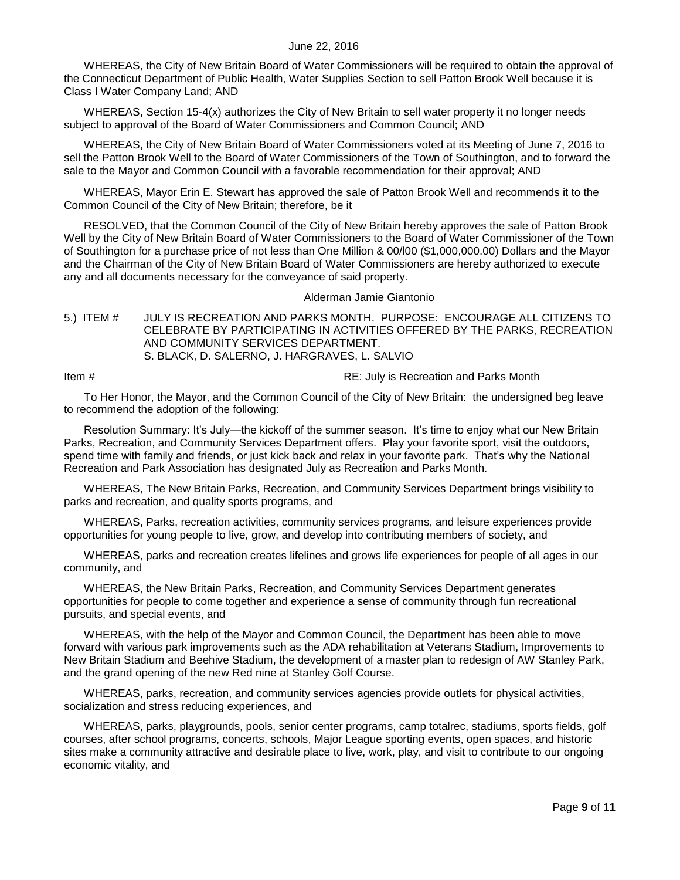WHEREAS, the City of New Britain Board of Water Commissioners will be required to obtain the approval of the Connecticut Department of Public Health, Water Supplies Section to sell Patton Brook Well because it is Class I Water Company Land; AND

WHEREAS, Section 15-4(x) authorizes the City of New Britain to sell water property it no longer needs subject to approval of the Board of Water Commissioners and Common Council; AND

WHEREAS, the City of New Britain Board of Water Commissioners voted at its Meeting of June 7, 2016 to sell the Patton Brook Well to the Board of Water Commissioners of the Town of Southington, and to forward the sale to the Mayor and Common Council with a favorable recommendation for their approval; AND

WHEREAS, Mayor Erin E. Stewart has approved the sale of Patton Brook Well and recommends it to the Common Council of the City of New Britain; therefore, be it

RESOLVED, that the Common Council of the City of New Britain hereby approves the sale of Patton Brook Well by the City of New Britain Board of Water Commissioners to the Board of Water Commissioner of the Town of Southington for a purchase price of not less than One Million & 00/l00 ($1,000,000.00) Dollars and the Mayor and the Chairman of the City of New Britain Board of Water Commissioners are hereby authorized to execute any and all documents necessary for the conveyance of said property.

Alderman Jamie Giantonio

5.) ITEM # JULY IS RECREATION AND PARKS MONTH. PURPOSE: ENCOURAGE ALL CITIZENS TO CELEBRATE BY PARTICIPATING IN ACTIVITIES OFFERED BY THE PARKS, RECREATION AND COMMUNITY SERVICES DEPARTMENT.
S. BLACK, D. SALERNO, J. HARGRAVES, L. SALVIO

Item # RE: July is Recreation and Parks Month

To Her Honor, the Mayor, and the Common Council of the City of New Britain: the undersigned beg leave to recommend the adoption of the following:

Resolution Summary: It's July—the kickoff of the summer season. It's time to enjoy what our New Britain Parks, Recreation, and Community Services Department offers. Play your favorite sport, visit the outdoors, spend time with family and friends, or just kick back and relax in your favorite park. That's why the National Recreation and Park Association has designated July as Recreation and Parks Month.

WHEREAS, The New Britain Parks, Recreation, and Community Services Department brings visibility to parks and recreation, and quality sports programs, and

WHEREAS, Parks, recreation activities, community services programs, and leisure experiences provide opportunities for young people to live, grow, and develop into contributing members of society, and

WHEREAS, parks and recreation creates lifelines and grows life experiences for people of all ages in our community, and

WHEREAS, the New Britain Parks, Recreation, and Community Services Department generates opportunities for people to come together and experience a sense of community through fun recreational pursuits, and special events, and

WHEREAS, with the help of the Mayor and Common Council, the Department has been able to move forward with various park improvements such as the ADA rehabilitation at Veterans Stadium, Improvements to New Britain Stadium and Beehive Stadium, the development of a master plan to redesign of AW Stanley Park, and the grand opening of the new Red nine at Stanley Golf Course.

WHEREAS, parks, recreation, and community services agencies provide outlets for physical activities, socialization and stress reducing experiences, and

WHEREAS, parks, playgrounds, pools, senior center programs, camp totalrec, stadiums, sports fields, golf courses, after school programs, concerts, schools, Major League sporting events, open spaces, and historic sites make a community attractive and desirable place to live, work, play, and visit to contribute to our ongoing economic vitality, and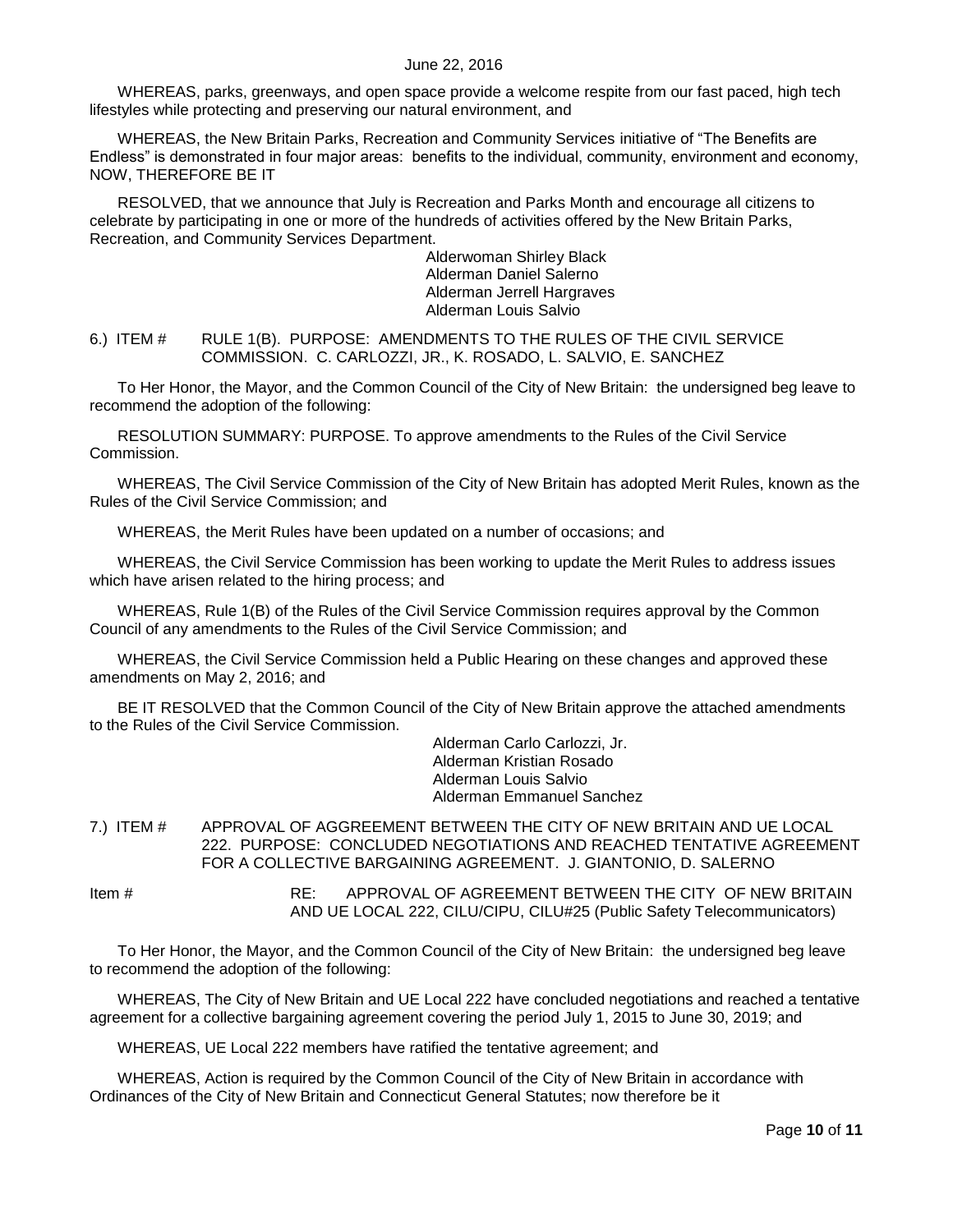WHEREAS, parks, greenways, and open space provide a welcome respite from our fast paced, high tech lifestyles while protecting and preserving our natural environment, and

WHEREAS, the New Britain Parks, Recreation and Community Services initiative of "The Benefits are Endless" is demonstrated in four major areas: benefits to the individual, community, environment and economy, NOW, THEREFORE BE IT

RESOLVED, that we announce that July is Recreation and Parks Month and encourage all citizens to celebrate by participating in one or more of the hundreds of activities offered by the New Britain Parks, Recreation, and Community Services Department.

Alderwoman Shirley Black
Alderman Daniel Salerno
Alderman Jerrell Hargraves
Alderman Louis Salvio

6.) ITEM # RULE 1(B). PURPOSE: AMENDMENTS TO THE RULES OF THE CIVIL SERVICE COMMISSION. C. CARLOZZI, JR., K. ROSADO, L. SALVIO, E. SANCHEZ

To Her Honor, the Mayor, and the Common Council of the City of New Britain: the undersigned beg leave to recommend the adoption of the following:

RESOLUTION SUMMARY: PURPOSE. To approve amendments to the Rules of the Civil Service Commission.

WHEREAS, The Civil Service Commission of the City of New Britain has adopted Merit Rules, known as the Rules of the Civil Service Commission; and

WHEREAS, the Merit Rules have been updated on a number of occasions; and

WHEREAS, the Civil Service Commission has been working to update the Merit Rules to address issues which have arisen related to the hiring process; and

WHEREAS, Rule 1(B) of the Rules of the Civil Service Commission requires approval by the Common Council of any amendments to the Rules of the Civil Service Commission; and

WHEREAS, the Civil Service Commission held a Public Hearing on these changes and approved these amendments on May 2, 2016; and

BE IT RESOLVED that the Common Council of the City of New Britain approve the attached amendments to the Rules of the Civil Service Commission.

Alderman Carlo Carlozzi, Jr.
Alderman Kristian Rosado
Alderman Louis Salvio
Alderman Emmanuel Sanchez

7.) ITEM # APPROVAL OF AGGREEMENT BETWEEN THE CITY OF NEW BRITAIN AND UE LOCAL 222. PURPOSE: CONCLUDED NEGOTIATIONS AND REACHED TENTATIVE AGREEMENT FOR A COLLECTIVE BARGAINING AGREEMENT. J. GIANTONIO, D. SALERNO

Item # RE: APPROVAL OF AGREEMENT BETWEEN THE CITY OF NEW BRITAIN AND UE LOCAL 222, CILU/CIPU, CILU#25 (Public Safety Telecommunicators)

To Her Honor, the Mayor, and the Common Council of the City of New Britain: the undersigned beg leave to recommend the adoption of the following:

WHEREAS, The City of New Britain and UE Local 222 have concluded negotiations and reached a tentative agreement for a collective bargaining agreement covering the period July 1, 2015 to June 30, 2019; and

WHEREAS, UE Local 222 members have ratified the tentative agreement; and

WHEREAS, Action is required by the Common Council of the City of New Britain in accordance with Ordinances of the City of New Britain and Connecticut General Statutes; now therefore be it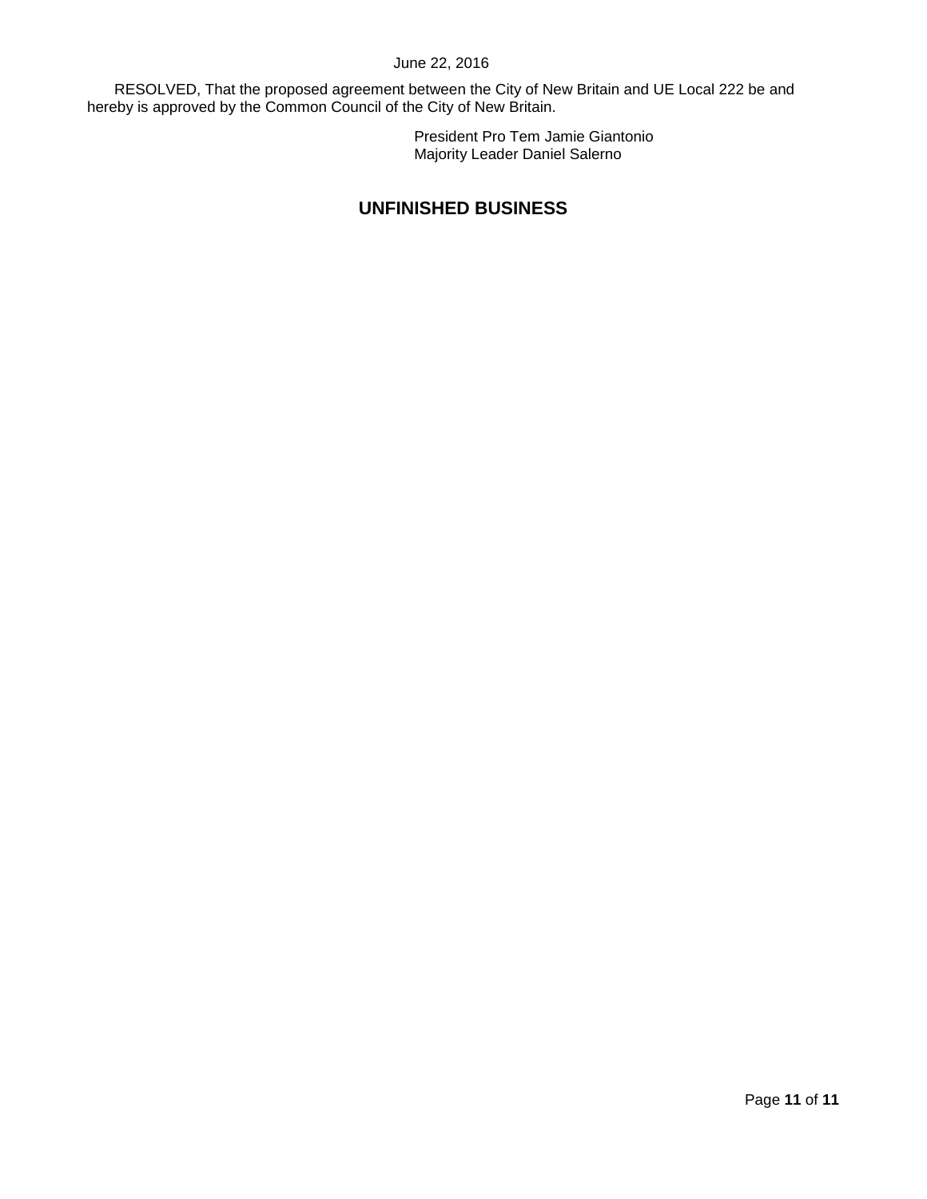RESOLVED, That the proposed agreement between the City of New Britain and UE Local 222 be and hereby is approved by the Common Council of the City of New Britain.

President Pro Tem Jamie Giantonio
Majority Leader Daniel Salerno

## UNFINISHED BUSINESS